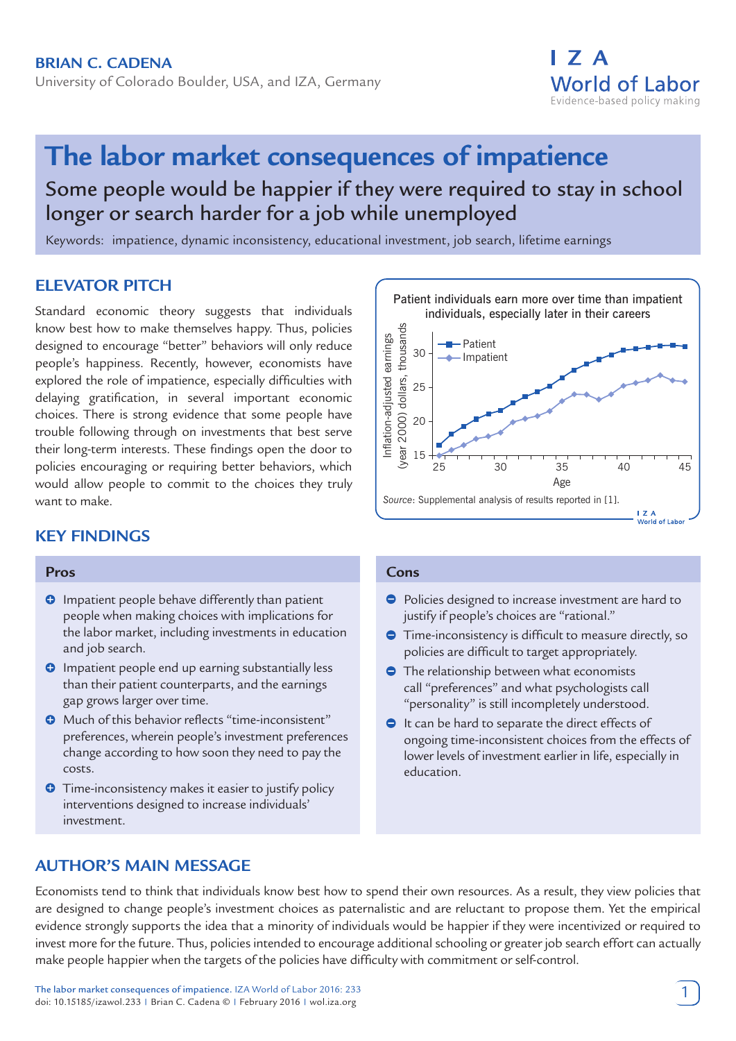**BRIAN C. CADENA**

University of Colorado Boulder, USA, and IZA, Germany

# The labor market consequences of impatience

## Some people would be happier if they were required to stay in school longer or search harder for a job while unemployed

Keywords: impatience, dynamic inconsistency, educational investment, job search, lifetime earnings

## ELEVATOR PITCH

Standard economic theory suggests that individuals know best how to make themselves happy. Thus, policies designed to encourage "better" behaviors will only reduce people's happiness. Recently, however, economists have explored the role of impatience, especially difficulties with delaying gratification, in several important economic choices. There is strong evidence that some people have trouble following through on investments that best serve their long-term interests. These findings open the door to policies encouraging or requiring better behaviors, which would allow people to commit to the choices they truly want to make.

Patient individuals earn more over time than impatient individuals, especially later in their careers

Source: Supplemental analysis of results reported in [1].

## KEY FINDINGS

### Pros

- Impatient people behave differently than patient people when making choices with implications for the labor market, including investments in education and job search.
- Impatient people end up earning substantially less than their patient counterparts, and the earnings gap grows larger over time.
- Much of this behavior reflects "time-inconsistent" preferences, wherein people's investment preferences change according to how soon they need to pay the costs.
- Time-inconsistency makes it easier to justify policy interventions designed to increase individuals' investment.

### Cons

- Policies designed to increase investment are hard to justify if people's choices are "rational."
- Time-inconsistency is difficult to measure directly, so policies are difficult to target appropriately.
- The relationship between what economists call "preferences" and what psychologists call "personality" is still incompletely understood.
- It can be hard to separate the direct effects of ongoing time-inconsistent choices from the effects of lower levels of investment earlier in life, especially in education.

## AUTHOR'S MAIN MESSAGE

Economists tend to think that individuals know best how to spend their own resources. As a result, they view policies that are designed to change people's investment choices as paternalistic and are reluctant to propose them. Yet the empirical evidence strongly supports the idea that a minority of individuals would be happier if they were incentivized or required to invest more for the future. Thus, policies intended to encourage additional schooling or greater job search effort can actually make people happier when the targets of the policies have difficulty with commitment or self-control.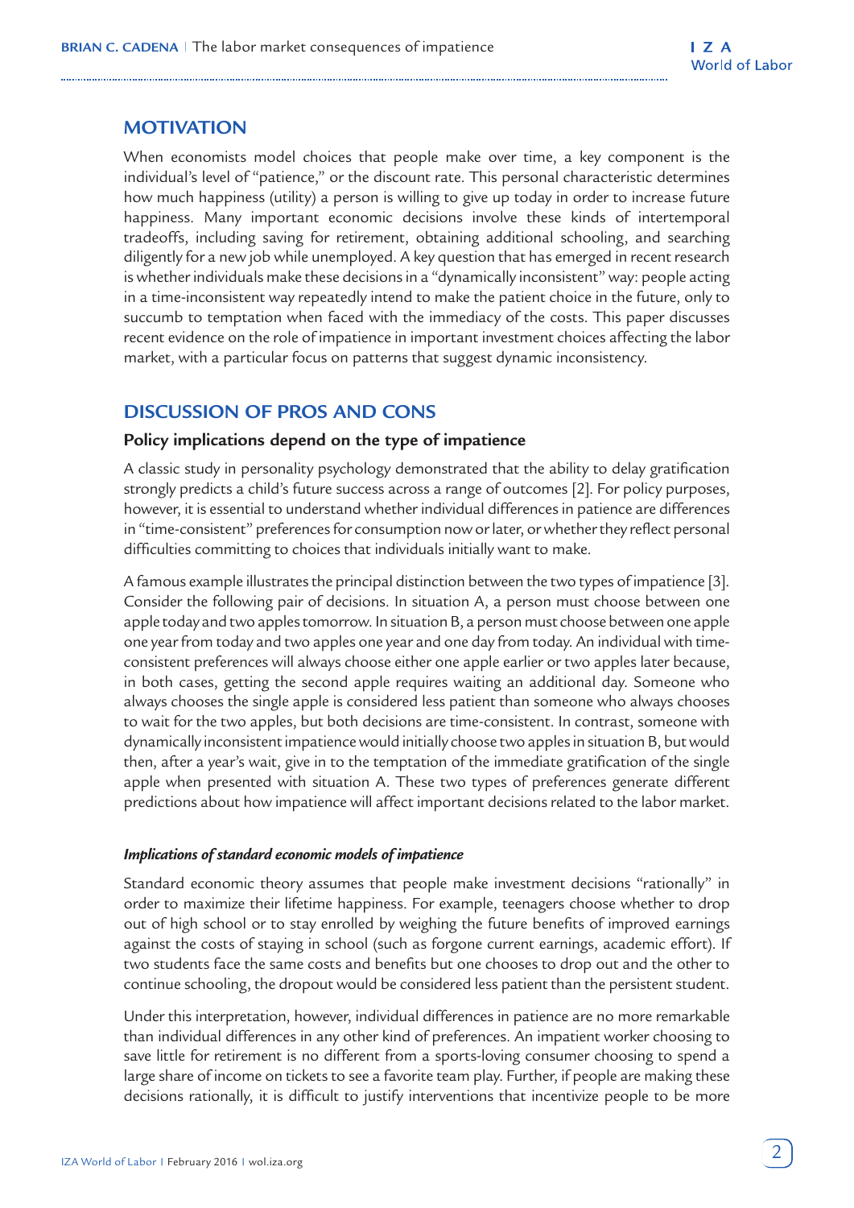## MOTIVATION

When economists model choices that people make over time, a key component is the individual's level of "patience," or the discount rate. This personal characteristic determines how much happiness (utility) a person is willing to give up today in order to increase future happiness. Many important economic decisions involve these kinds of intertemporal tradeoffs, including saving for retirement, obtaining additional schooling, and searching diligently for a new job while unemployed. A key question that has emerged in recent research is whether individuals make these decisions in a "dynamically inconsistent" way: people acting in a time-inconsistent way repeatedly intend to make the patient choice in the future, only to succumb to temptation when faced with the immediacy of the costs. This paper discusses recent evidence on the role of impatience in important investment choices affecting the labor market, with a particular focus on patterns that suggest dynamic inconsistency.

## DISCUSSION OF PROS AND CONS

### Policy implications depend on the type of impatience

A classic study in personality psychology demonstrated that the ability to delay gratification strongly predicts a child's future success across a range of outcomes [2]. For policy purposes, however, it is essential to understand whether individual differences in patience are differences in "time-consistent" preferences for consumption now or later, or whether they reflect personal difficulties committing to choices that individuals initially want to make.

A famous example illustrates the principal distinction between the two types of impatience [3]. Consider the following pair of decisions. In situation A, a person must choose between one apple today and two apples tomorrow. In situation B, a person must choose between one apple one year from today and two apples one year and one day from today. An individual with time-consistent preferences will always choose either one apple earlier or two apples later because, in both cases, getting the second apple requires waiting an additional day. Someone who always chooses the single apple is considered less patient than someone who always chooses to wait for the two apples, but both decisions are time-consistent. In contrast, someone with dynamically inconsistent impatience would initially choose two apples in situation B, but would then, after a year's wait, give in to the temptation of the immediate gratification of the single apple when presented with situation A. These two types of preferences generate different predictions about how impatience will affect important decisions related to the labor market.

#### *Implications of standard economic models of impatience*

Standard economic theory assumes that people make investment decisions "rationally" in order to maximize their lifetime happiness. For example, teenagers choose whether to drop out of high school or to stay enrolled by weighing the future benefits of improved earnings against the costs of staying in school (such as forgone current earnings, academic effort). If two students face the same costs and benefits but one chooses to drop out and the other to continue schooling, the dropout would be considered less patient than the persistent student.

Under this interpretation, however, individual differences in patience are no more remarkable than individual differences in any other kind of preferences. An impatient worker choosing to save little for retirement is no different from a sports-loving consumer choosing to spend a large share of income on tickets to see a favorite team play. Further, if people are making these decisions rationally, it is difficult to justify interventions that incentivize people to be more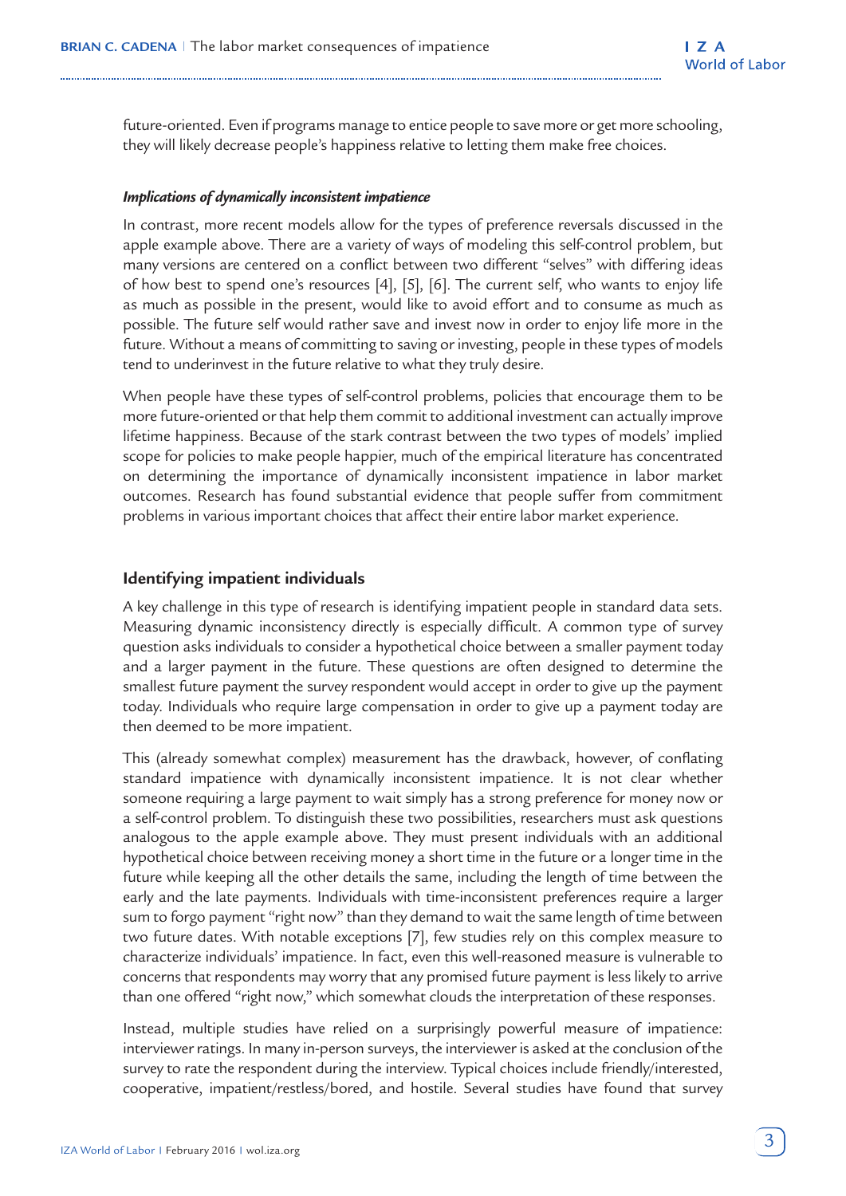future-oriented. Even if programs manage to entice people to save more or get more schooling, they will likely decrease people's happiness relative to letting them make free choices.

#### *Implications of dynamically inconsistent impatience*

In contrast, more recent models allow for the types of preference reversals discussed in the apple example above. There are a variety of ways of modeling this self-control problem, but many versions are centered on a conflict between two different "selves" with differing ideas of how best to spend one's resources [4], [5], [6]. The current self, who wants to enjoy life as much as possible in the present, would like to avoid effort and to consume as much as possible. The future self would rather save and invest now in order to enjoy life more in the future. Without a means of committing to saving or investing, people in these types of models tend to underinvest in the future relative to what they truly desire.

When people have these types of self-control problems, policies that encourage them to be more future-oriented or that help them commit to additional investment can actually improve lifetime happiness. Because of the stark contrast between the two types of models' implied scope for policies to make people happier, much of the empirical literature has concentrated on determining the importance of dynamically inconsistent impatience in labor market outcomes. Research has found substantial evidence that people suffer from commitment problems in various important choices that affect their entire labor market experience.

### Identifying impatient individuals

A key challenge in this type of research is identifying impatient people in standard data sets. Measuring dynamic inconsistency directly is especially difficult. A common type of survey question asks individuals to consider a hypothetical choice between a smaller payment today and a larger payment in the future. These questions are often designed to determine the smallest future payment the survey respondent would accept in order to give up the payment today. Individuals who require large compensation in order to give up a payment today are then deemed to be more impatient.

This (already somewhat complex) measurement has the drawback, however, of conflating standard impatience with dynamically inconsistent impatience. It is not clear whether someone requiring a large payment to wait simply has a strong preference for money now or a self-control problem. To distinguish these two possibilities, researchers must ask questions analogous to the apple example above. They must present individuals with an additional hypothetical choice between receiving money a short time in the future or a longer time in the future while keeping all the other details the same, including the length of time between the early and the late payments. Individuals with time-inconsistent preferences require a larger sum to forgo payment "right now" than they demand to wait the same length of time between two future dates. With notable exceptions [7], few studies rely on this complex measure to characterize individuals' impatience. In fact, even this well-reasoned measure is vulnerable to concerns that respondents may worry that any promised future payment is less likely to arrive than one offered "right now," which somewhat clouds the interpretation of these responses.

Instead, multiple studies have relied on a surprisingly powerful measure of impatience: interviewer ratings. In many in-person surveys, the interviewer is asked at the conclusion of the survey to rate the respondent during the interview. Typical choices include friendly/interested, cooperative, impatient/restless/bored, and hostile. Several studies have found that survey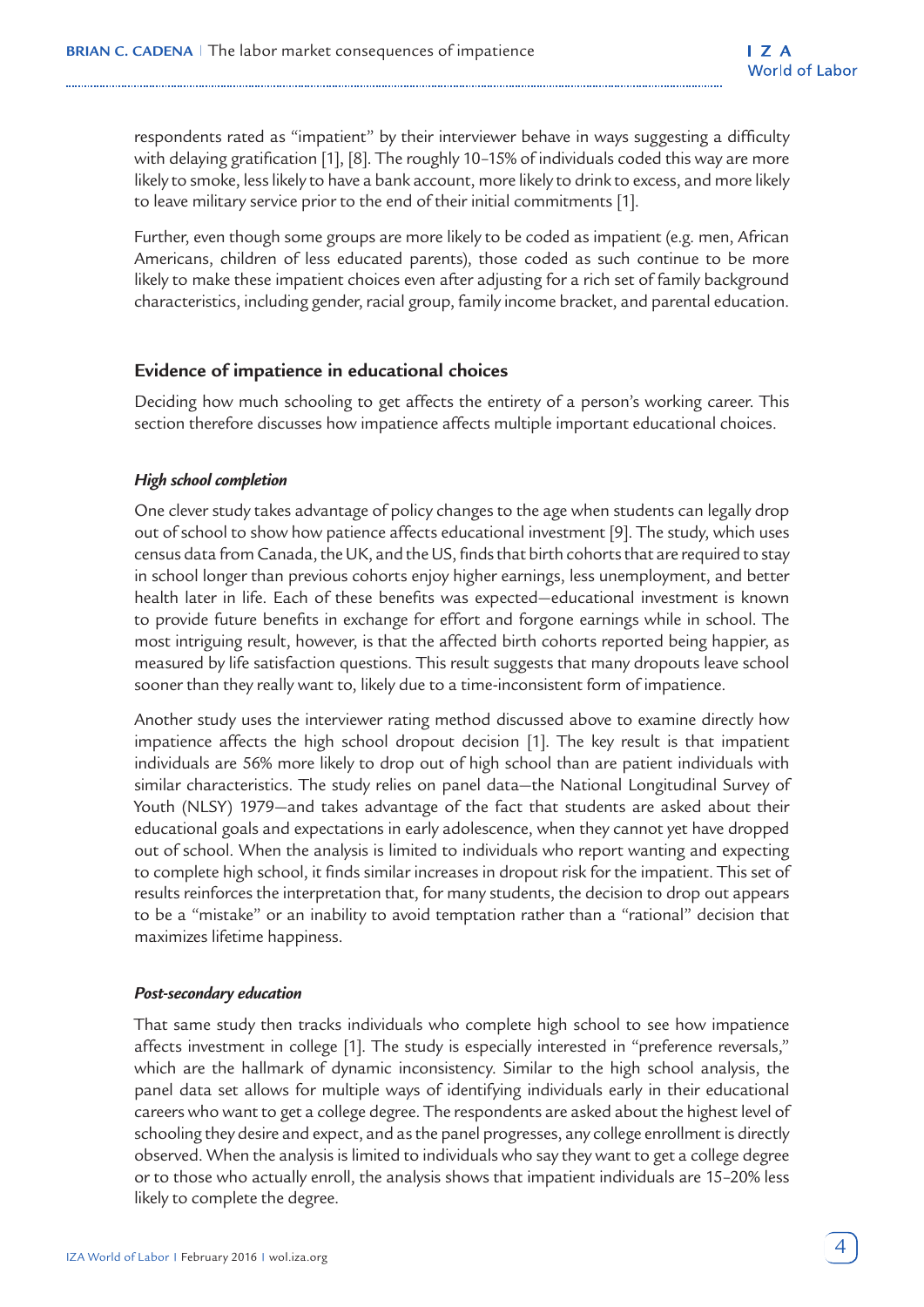respondents rated as "impatient" by their interviewer behave in ways suggesting a difficulty with delaying gratification [1], [8]. The roughly 10–15% of individuals coded this way are more likely to smoke, less likely to have a bank account, more likely to drink to excess, and more likely to leave military service prior to the end of their initial commitments [1].

Further, even though some groups are more likely to be coded as impatient (e.g. men, African Americans, children of less educated parents), those coded as such continue to be more likely to make these impatient choices even after adjusting for a rich set of family background characteristics, including gender, racial group, family income bracket, and parental education.

## Evidence of impatience in educational choices

Deciding how much schooling to get affects the entirety of a person's working career. This section therefore discusses how impatience affects multiple important educational choices.

### *High school completion*

One clever study takes advantage of policy changes to the age when students can legally drop out of school to show how patience affects educational investment [9]. The study, which uses census data from Canada, the UK, and the US, finds that birth cohorts that are required to stay in school longer than previous cohorts enjoy higher earnings, less unemployment, and better health later in life. Each of these benefits was expected—educational investment is known to provide future benefits in exchange for effort and forgone earnings while in school. The most intriguing result, however, is that the affected birth cohorts reported being happier, as measured by life satisfaction questions. This result suggests that many dropouts leave school sooner than they really want to, likely due to a time-inconsistent form of impatience.

Another study uses the interviewer rating method discussed above to examine directly how impatience affects the high school dropout decision [1]. The key result is that impatient individuals are 56% more likely to drop out of high school than are patient individuals with similar characteristics. The study relies on panel data—the National Longitudinal Survey of Youth (NLSY) 1979—and takes advantage of the fact that students are asked about their educational goals and expectations in early adolescence, when they cannot yet have dropped out of school. When the analysis is limited to individuals who report wanting and expecting to complete high school, it finds similar increases in dropout risk for the impatient. This set of results reinforces the interpretation that, for many students, the decision to drop out appears to be a "mistake" or an inability to avoid temptation rather than a "rational" decision that maximizes lifetime happiness.

### *Post-secondary education*

That same study then tracks individuals who complete high school to see how impatience affects investment in college [1]. The study is especially interested in "preference reversals," which are the hallmark of dynamic inconsistency. Similar to the high school analysis, the panel data set allows for multiple ways of identifying individuals early in their educational careers who want to get a college degree. The respondents are asked about the highest level of schooling they desire and expect, and as the panel progresses, any college enrollment is directly observed. When the analysis is limited to individuals who say they want to get a college degree or to those who actually enroll, the analysis shows that impatient individuals are 15–20% less likely to complete the degree.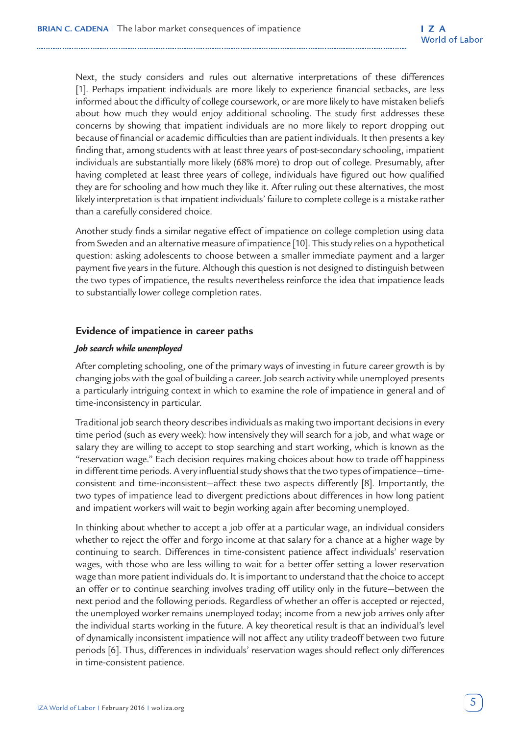Next, the study considers and rules out alternative interpretations of these differences [1]. Perhaps impatient individuals are more likely to experience financial setbacks, are less informed about the difficulty of college coursework, or are more likely to have mistaken beliefs about how much they would enjoy additional schooling. The study first addresses these concerns by showing that impatient individuals are no more likely to report dropping out because of financial or academic difficulties than are patient individuals. It then presents a key finding that, among students with at least three years of post-secondary schooling, impatient individuals are substantially more likely (68% more) to drop out of college. Presumably, after having completed at least three years of college, individuals have figured out how qualified they are for schooling and how much they like it. After ruling out these alternatives, the most likely interpretation is that impatient individuals' failure to complete college is a mistake rather than a carefully considered choice.

Another study finds a similar negative effect of impatience on college completion using data from Sweden and an alternative measure of impatience [10]. This study relies on a hypothetical question: asking adolescents to choose between a smaller immediate payment and a larger payment five years in the future. Although this question is not designed to distinguish between the two types of impatience, the results nevertheless reinforce the idea that impatience leads to substantially lower college completion rates.

## Evidence of impatience in career paths

### *Job search while unemployed*

After completing schooling, one of the primary ways of investing in future career growth is by changing jobs with the goal of building a career. Job search activity while unemployed presents a particularly intriguing context in which to examine the role of impatience in general and of time-inconsistency in particular.

Traditional job search theory describes individuals as making two important decisions in every time period (such as every week): how intensively they will search for a job, and what wage or salary they are willing to accept to stop searching and start working, which is known as the "reservation wage." Each decision requires making choices about how to trade off happiness in different time periods. A very influential study shows that the two types of impatience—time-consistent and time-inconsistent—affect these two aspects differently [8]. Importantly, the two types of impatience lead to divergent predictions about differences in how long patient and impatient workers will wait to begin working again after becoming unemployed.

In thinking about whether to accept a job offer at a particular wage, an individual considers whether to reject the offer and forgo income at that salary for a chance at a higher wage by continuing to search. Differences in time-consistent patience affect individuals' reservation wages, with those who are less willing to wait for a better offer setting a lower reservation wage than more patient individuals do. It is important to understand that the choice to accept an offer or to continue searching involves trading off utility only in the future—between the next period and the following periods. Regardless of whether an offer is accepted or rejected, the unemployed worker remains unemployed today; income from a new job arrives only after the individual starts working in the future. A key theoretical result is that an individual's level of dynamically inconsistent impatience will not affect any utility tradeoff between two future periods [6]. Thus, differences in individuals' reservation wages should reflect only differences in time-consistent patience.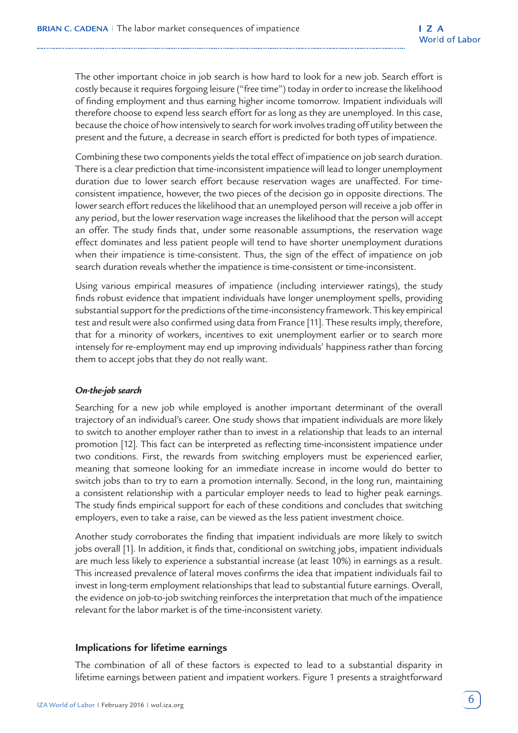The other important choice in job search is how hard to look for a new job. Search effort is costly because it requires forgoing leisure ("free time") today in order to increase the likelihood of finding employment and thus earning higher income tomorrow. Impatient individuals will therefore choose to expend less search effort for as long as they are unemployed. In this case, because the choice of how intensively to search for work involves trading off utility between the present and the future, a decrease in search effort is predicted for both types of impatience.

Combining these two components yields the total effect of impatience on job search duration. There is a clear prediction that time-inconsistent impatience will lead to longer unemployment duration due to lower search effort because reservation wages are unaffected. For time-consistent impatience, however, the two pieces of the decision go in opposite directions. The lower search effort reduces the likelihood that an unemployed person will receive a job offer in any period, but the lower reservation wage increases the likelihood that the person will accept an offer. The study finds that, under some reasonable assumptions, the reservation wage effect dominates and less patient people will tend to have shorter unemployment durations when their impatience is time-consistent. Thus, the sign of the effect of impatience on job search duration reveals whether the impatience is time-consistent or time-inconsistent.

Using various empirical measures of impatience (including interviewer ratings), the study finds robust evidence that impatient individuals have longer unemployment spells, providing substantial support for the predictions of the time-inconsistency framework. This key empirical test and result were also confirmed using data from France [11]. These results imply, therefore, that for a minority of workers, incentives to exit unemployment earlier or to search more intensely for re-employment may end up improving individuals' happiness rather than forcing them to accept jobs that they do not really want.

#### *On-the-job search*

Searching for a new job while employed is another important determinant of the overall trajectory of an individual's career. One study shows that impatient individuals are more likely to switch to another employer rather than to invest in a relationship that leads to an internal promotion [12]. This fact can be interpreted as reflecting time-inconsistent impatience under two conditions. First, the rewards from switching employers must be experienced earlier, meaning that someone looking for an immediate increase in income would do better to switch jobs than to try to earn a promotion internally. Second, in the long run, maintaining a consistent relationship with a particular employer needs to lead to higher peak earnings. The study finds empirical support for each of these conditions and concludes that switching employers, even to take a raise, can be viewed as the less patient investment choice.

Another study corroborates the finding that impatient individuals are more likely to switch jobs overall [1]. In addition, it finds that, conditional on switching jobs, impatient individuals are much less likely to experience a substantial increase (at least 10%) in earnings as a result. This increased prevalence of lateral moves confirms the idea that impatient individuals fail to invest in long-term employment relationships that lead to substantial future earnings. Overall, the evidence on job-to-job switching reinforces the interpretation that much of the impatience relevant for the labor market is of the time-inconsistent variety.

### Implications for lifetime earnings

The combination of all of these factors is expected to lead to a substantial disparity in lifetime earnings between patient and impatient workers. Figure 1 presents a straightforward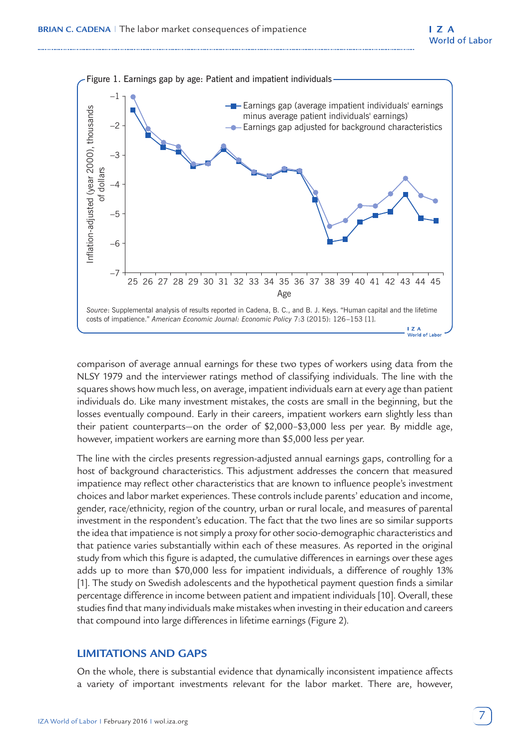Figure 1. Earnings gap by age: Patient and impatient individuals

*Source*: Supplemental analysis of results reported in Cadena, B. C., and B. J. Keys. "Human capital and the lifetime costs of impatience." *American Economic Journal: Economic Policy* 7:3 (2015): 126–153 [1].

comparison of average annual earnings for these two types of workers using data from the NLSY 1979 and the interviewer ratings method of classifying individuals. The line with the squares shows how much less, on average, impatient individuals earn at every age than patient individuals do. Like many investment mistakes, the costs are small in the beginning, but the losses eventually compound. Early in their careers, impatient workers earn slightly less than their patient counterparts—on the order of $2,000–$3,000 less per year. By middle age, however, impatient workers are earning more than $5,000 less per year.

The line with the circles presents regression-adjusted annual earnings gaps, controlling for a host of background characteristics. This adjustment addresses the concern that measured impatience may reflect other characteristics that are known to influence people's investment choices and labor market experiences. These controls include parents' education and income, gender, race/ethnicity, region of the country, urban or rural locale, and measures of parental investment in the respondent's education. The fact that the two lines are so similar supports the idea that impatience is not simply a proxy for other socio-demographic characteristics and that patience varies substantially within each of these measures. As reported in the original study from which this figure is adapted, the cumulative differences in earnings over these ages adds up to more than $70,000 less for impatient individuals, a difference of roughly 13% [1]. The study on Swedish adolescents and the hypothetical payment question finds a similar percentage difference in income between patient and impatient individuals [10]. Overall, these studies find that many individuals make mistakes when investing in their education and careers that compound into large differences in lifetime earnings (Figure 2).

## LIMITATIONS AND GAPS

On the whole, there is substantial evidence that dynamically inconsistent impatience affects a variety of important investments relevant for the labor market. There are, however,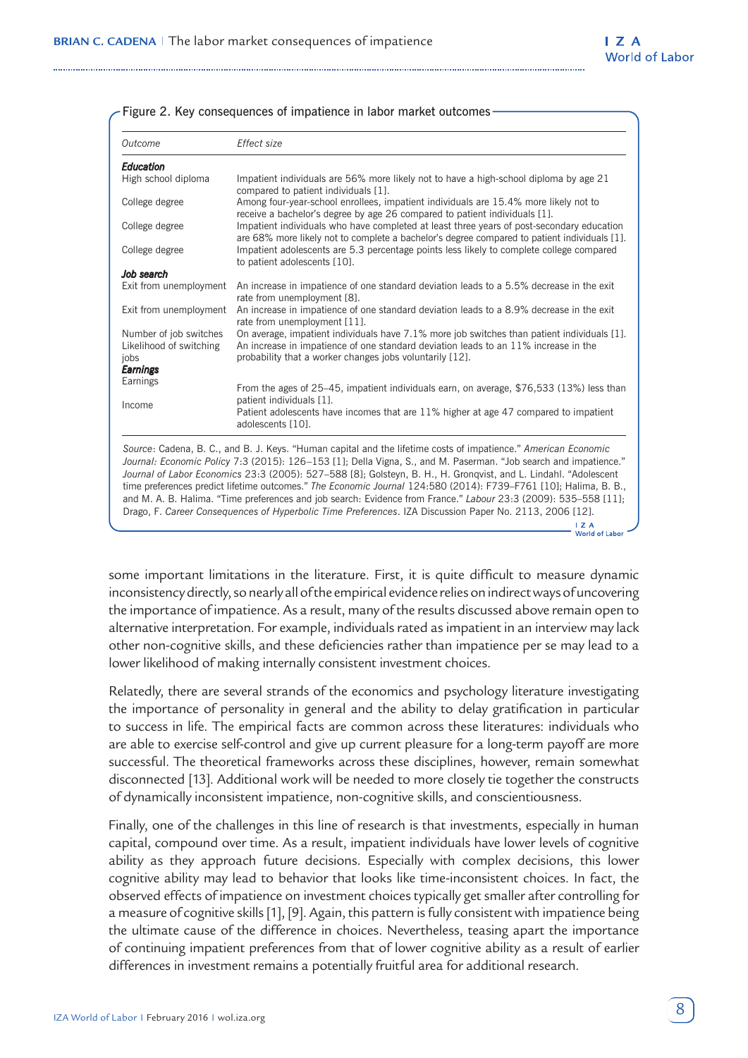Figure 2. Key consequences of impatience in labor market outcomes

| Outcome | Effect size |
| --- | --- |
| ***Education*** | |
| High school diploma | Impatient individuals are 56% more likely not to have a high-school diploma by age 21 compared to patient individuals [1]. |
| College degree | Among four-year-school enrollees, impatient individuals are 15.4% more likely not to receive a bachelor's degree by age 26 compared to patient individuals [1]. |
| College degree | Impatient individuals who have completed at least three years of post-secondary education are 68% more likely not to complete a bachelor's degree compared to patient individuals [1]. |
| College degree | Impatient adolescents are 5.3 percentage points less likely to complete college compared to patient adolescents [10]. |
| ***Job search*** | |
| Exit from unemployment | An increase in impatience of one standard deviation leads to a 5.5% decrease in the exit rate from unemployment [8]. |
| Exit from unemployment | An increase in impatience of one standard deviation leads to a 8.9% decrease in the exit rate from unemployment [11]. |
| Number of job switches | On average, impatient individuals have 7.1% more job switches than patient individuals [1]. |
| Likelihood of switching jobs | An increase in impatience of one standard deviation leads to an 11% increase in the probability that a worker changes jobs voluntarily [12]. |
| ***Earnings*** | |
| Earnings | From the ages of 25–45, impatient individuals earn, on average, $76,533 (13%) less than patient individuals [1]. |
| Income | Patient adolescents have incomes that are 11% higher at age 47 compared to impatient adolescents [10]. |

*Source*: Cadena, B. C., and B. J. Keys. "Human capital and the lifetime costs of impatience." *American Economic Journal: Economic Policy* 7:3 (2015): 126–153 [1]; Della Vigna, S., and M. Paserman. "Job search and impatience." *Journal of Labor Economics* 23:3 (2005): 527–588 [8]; Golsteyn, B. H., H. Gronqvist, and L. Lindahl. "Adolescent time preferences predict lifetime outcomes." *The Economic Journal* 124:580 (2014): F739–F761 [10]; Halima, B. B., and M. A. B. Halima. "Time preferences and job search: Evidence from France." *Labour* 23:3 (2009): 535–558 [11]; Drago, F. *Career Consequences of Hyperbolic Time Preferences*. IZA Discussion Paper No. 2113, 2006 [12].

some important limitations in the literature. First, it is quite difficult to measure dynamic inconsistency directly, so nearly all of the empirical evidence relies on indirect ways of uncovering the importance of impatience. As a result, many of the results discussed above remain open to alternative interpretation. For example, individuals rated as impatient in an interview may lack other non-cognitive skills, and these deficiencies rather than impatience per se may lead to a lower likelihood of making internally consistent investment choices.

Relatedly, there are several strands of the economics and psychology literature investigating the importance of personality in general and the ability to delay gratification in particular to success in life. The empirical facts are common across these literatures: individuals who are able to exercise self-control and give up current pleasure for a long-term payoff are more successful. The theoretical frameworks across these disciplines, however, remain somewhat disconnected [13]. Additional work will be needed to more closely tie together the constructs of dynamically inconsistent impatience, non-cognitive skills, and conscientiousness.

Finally, one of the challenges in this line of research is that investments, especially in human capital, compound over time. As a result, impatient individuals have lower levels of cognitive ability as they approach future decisions. Especially with complex decisions, this lower cognitive ability may lead to behavior that looks like time-inconsistent choices. In fact, the observed effects of impatience on investment choices typically get smaller after controlling for a measure of cognitive skills [1], [9]. Again, this pattern is fully consistent with impatience being the ultimate cause of the difference in choices. Nevertheless, teasing apart the importance of continuing impatient preferences from that of lower cognitive ability as a result of earlier differences in investment remains a potentially fruitful area for additional research.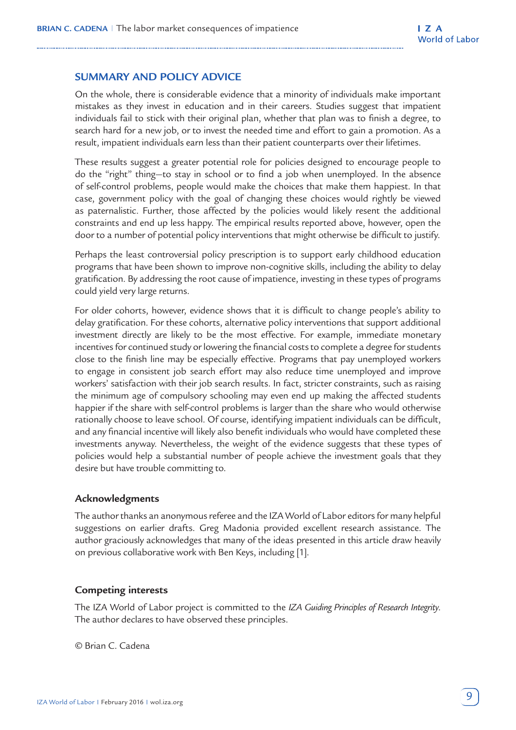## SUMMARY AND POLICY ADVICE

On the whole, there is considerable evidence that a minority of individuals make important mistakes as they invest in education and in their careers. Studies suggest that impatient individuals fail to stick with their original plan, whether that plan was to finish a degree, to search hard for a new job, or to invest the needed time and effort to gain a promotion. As a result, impatient individuals earn less than their patient counterparts over their lifetimes.

These results suggest a greater potential role for policies designed to encourage people to do the "right" thing—to stay in school or to find a job when unemployed. In the absence of self-control problems, people would make the choices that make them happiest. In that case, government policy with the goal of changing these choices would rightly be viewed as paternalistic. Further, those affected by the policies would likely resent the additional constraints and end up less happy. The empirical results reported above, however, open the door to a number of potential policy interventions that might otherwise be difficult to justify.

Perhaps the least controversial policy prescription is to support early childhood education programs that have been shown to improve non-cognitive skills, including the ability to delay gratification. By addressing the root cause of impatience, investing in these types of programs could yield very large returns.

For older cohorts, however, evidence shows that it is difficult to change people's ability to delay gratification. For these cohorts, alternative policy interventions that support additional investment directly are likely to be the most effective. For example, immediate monetary incentives for continued study or lowering the financial costs to complete a degree for students close to the finish line may be especially effective. Programs that pay unemployed workers to engage in consistent job search effort may also reduce time unemployed and improve workers' satisfaction with their job search results. In fact, stricter constraints, such as raising the minimum age of compulsory schooling may even end up making the affected students happier if the share with self-control problems is larger than the share who would otherwise rationally choose to leave school. Of course, identifying impatient individuals can be difficult, and any financial incentive will likely also benefit individuals who would have completed these investments anyway. Nevertheless, the weight of the evidence suggests that these types of policies would help a substantial number of people achieve the investment goals that they desire but have trouble committing to.

### Acknowledgments

The author thanks an anonymous referee and the IZA World of Labor editors for many helpful suggestions on earlier drafts. Greg Madonia provided excellent research assistance. The author graciously acknowledges that many of the ideas presented in this article draw heavily on previous collaborative work with Ben Keys, including [1].

### Competing interests

The IZA World of Labor project is committed to the *IZA Guiding Principles of Research Integrity*. The author declares to have observed these principles.

© Brian C. Cadena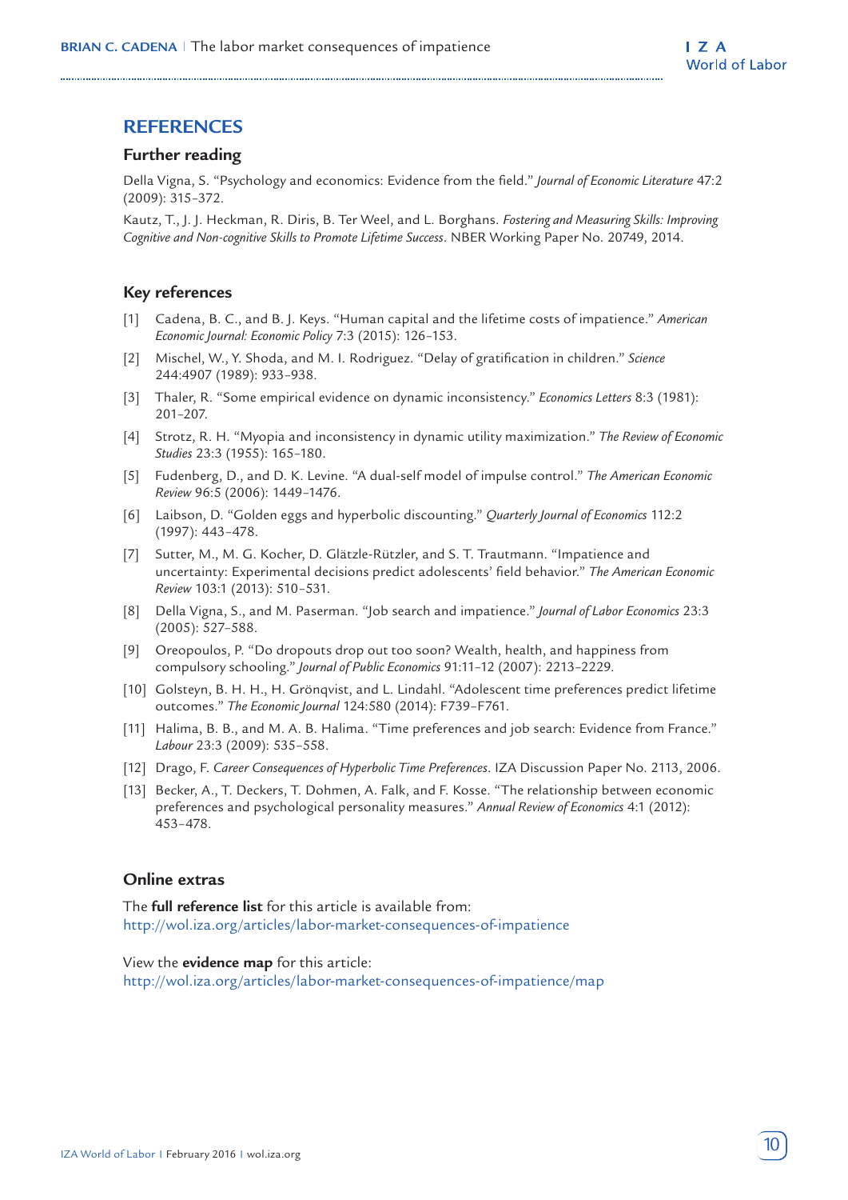## REFERENCES

### Further reading

Della Vigna, S. "Psychology and economics: Evidence from the field." *Journal of Economic Literature* 47:2 (2009): 315–372.

Kautz, T., J. J. Heckman, R. Diris, B. Ter Weel, and L. Borghans. *Fostering and Measuring Skills: Improving Cognitive and Non-cognitive Skills to Promote Lifetime Success*. NBER Working Paper No. 20749, 2014.

### Key references

[1] Cadena, B. C., and B. J. Keys. "Human capital and the lifetime costs of impatience." *American Economic Journal: Economic Policy* 7:3 (2015): 126–153.

[2] Mischel, W., Y. Shoda, and M. I. Rodriguez. "Delay of gratification in children." *Science* 244:4907 (1989): 933–938.

[3] Thaler, R. "Some empirical evidence on dynamic inconsistency." *Economics Letters* 8:3 (1981): 201–207.

[4] Strotz, R. H. "Myopia and inconsistency in dynamic utility maximization." *The Review of Economic Studies* 23:3 (1955): 165–180.

[5] Fudenberg, D., and D. K. Levine. "A dual-self model of impulse control." *The American Economic Review* 96:5 (2006): 1449–1476.

[6] Laibson, D. "Golden eggs and hyperbolic discounting." *Quarterly Journal of Economics* 112:2 (1997): 443–478.

[7] Sutter, M., M. G. Kocher, D. Glätzle-Rützler, and S. T. Trautmann. "Impatience and uncertainty: Experimental decisions predict adolescents' field behavior." *The American Economic Review* 103:1 (2013): 510–531.

[8] Della Vigna, S., and M. Paserman. "Job search and impatience." *Journal of Labor Economics* 23:3 (2005): 527–588.

[9] Oreopoulos, P. "Do dropouts drop out too soon? Wealth, health, and happiness from compulsory schooling." *Journal of Public Economics* 91:11–12 (2007): 2213–2229.

[10] Golsteyn, B. H. H., H. Grönqvist, and L. Lindahl. "Adolescent time preferences predict lifetime outcomes." *The Economic Journal* 124:580 (2014): F739–F761.

[11] Halima, B. B., and M. A. B. Halima. "Time preferences and job search: Evidence from France." *Labour* 23:3 (2009): 535–558.

[12] Drago, F. *Career Consequences of Hyperbolic Time Preferences*. IZA Discussion Paper No. 2113, 2006.

[13] Becker, A., T. Deckers, T. Dohmen, A. Falk, and F. Kosse. "The relationship between economic preferences and psychological personality measures." *Annual Review of Economics* 4:1 (2012): 453–478.

### Online extras

The **full reference list** for this article is available from:
http://wol.iza.org/articles/labor-market-consequences-of-impatience

View the **evidence map** for this article:
http://wol.iza.org/articles/labor-market-consequences-of-impatience/map